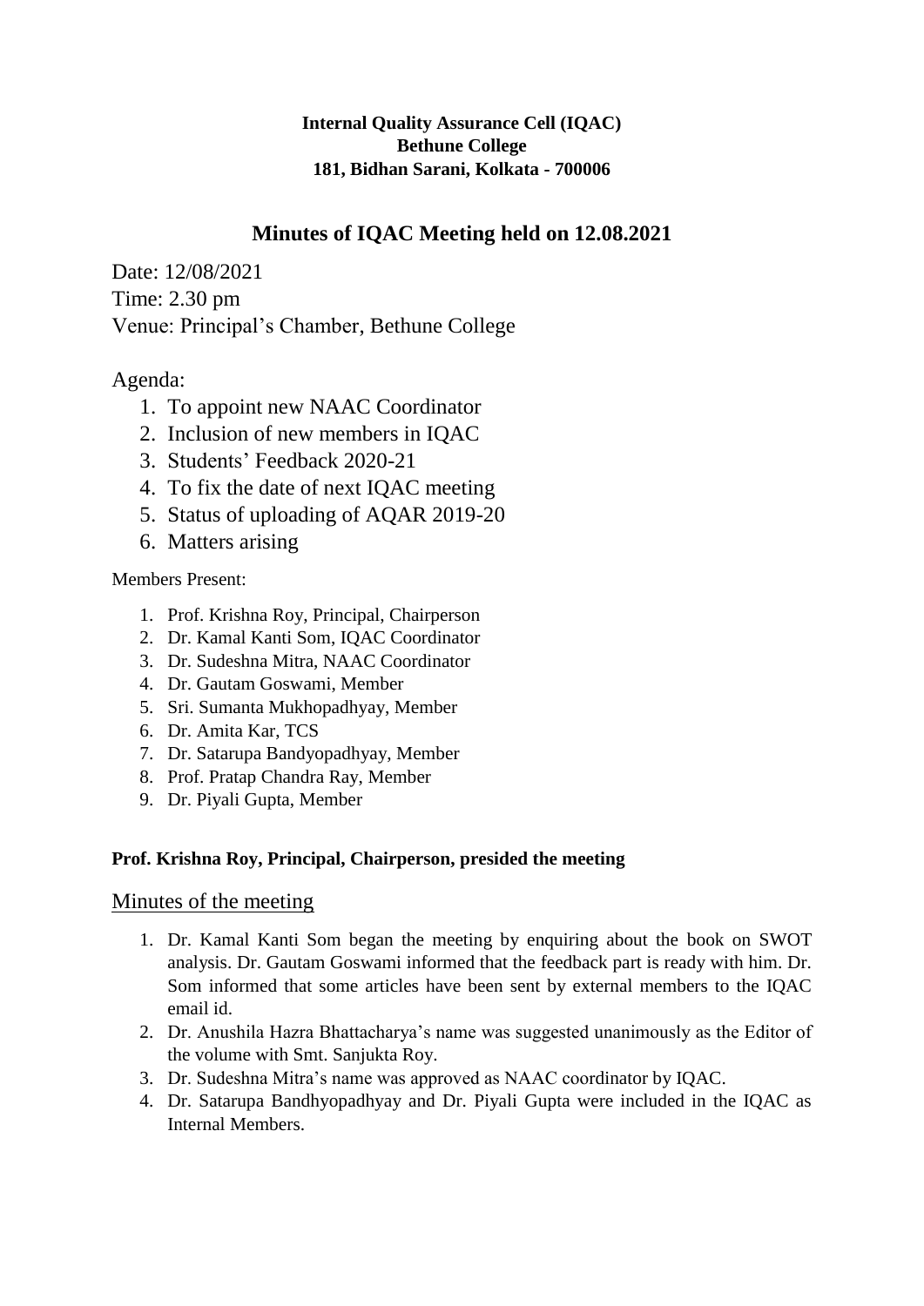**Internal Quality Assurance Cell (IQAC)**
**Bethune College**
**181, Bidhan Sarani, Kolkata - 700006**

## Minutes of IQAC Meeting held on 12.08.2021

Date: 12/08/2021
Time: 2.30 pm
Venue: Principal's Chamber, Bethune College

Agenda:

1. To appoint new NAAC Coordinator
2. Inclusion of new members in IQAC
3. Students' Feedback 2020-21
4. To fix the date of next IQAC meeting
5. Status of uploading of AQAR 2019-20
6. Matters arising

Members Present:

1. Prof. Krishna Roy, Principal, Chairperson
2. Dr. Kamal Kanti Som, IQAC Coordinator
3. Dr. Sudeshna Mitra, NAAC Coordinator
4. Dr. Gautam Goswami, Member
5. Sri. Sumanta Mukhopadhyay, Member
6. Dr. Amita Kar, TCS
7. Dr. Satarupa Bandyopadhyay, Member
8. Prof. Pratap Chandra Ray, Member
9. Dr. Piyali Gupta, Member

**Prof. Krishna Roy, Principal, Chairperson, presided the meeting**

## Minutes of the meeting

1. Dr. Kamal Kanti Som began the meeting by enquiring about the book on SWOT analysis. Dr. Gautam Goswami informed that the feedback part is ready with him. Dr. Som informed that some articles have been sent by external members to the IQAC email id.
2. Dr. Anushila Hazra Bhattacharya's name was suggested unanimously as the Editor of the volume with Smt. Sanjukta Roy.
3. Dr. Sudeshna Mitra's name was approved as NAAC coordinator by IQAC.
4. Dr. Satarupa Bandhyopadhyay and Dr. Piyali Gupta were included in the IQAC as Internal Members.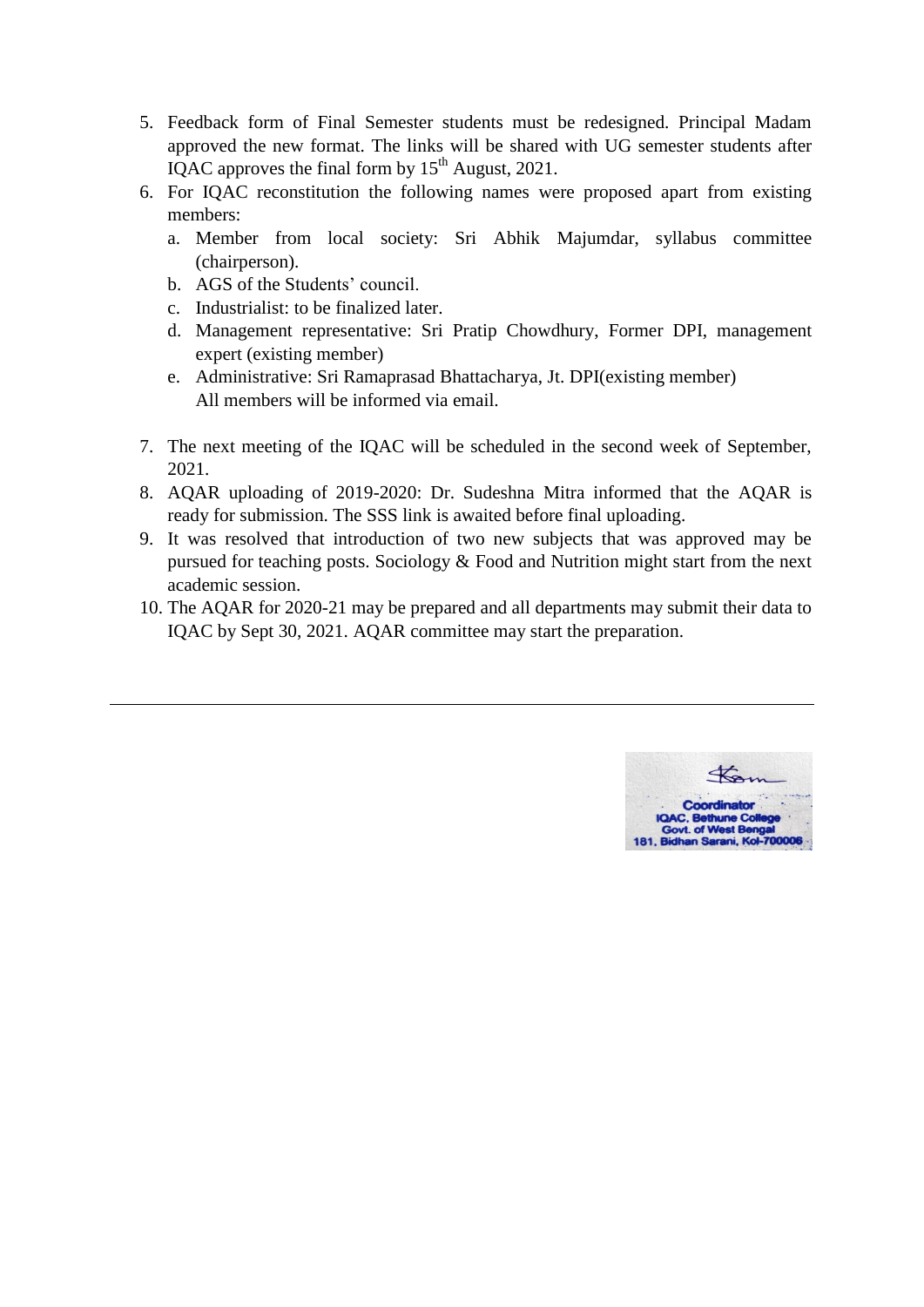5. Feedback form of Final Semester students must be redesigned. Principal Madam approved the new format. The links will be shared with UG semester students after IQAC approves the final form by 15th August, 2021.
6. For IQAC reconstitution the following names were proposed apart from existing members:
   a. Member from local society: Sri Abhik Majumdar, syllabus committee (chairperson).
   b. AGS of the Students' council.
   c. Industrialist: to be finalized later.
   d. Management representative: Sri Pratip Chowdhury, Former DPI, management expert (existing member)
   e. Administrative: Sri Ramaprasad Bhattacharya, Jt. DPI(existing member)
   
   All members will be informed via email.

7. The next meeting of the IQAC will be scheduled in the second week of September, 2021.
8. AQAR uploading of 2019-2020: Dr. Sudeshna Mitra informed that the AQAR is ready for submission. The SSS link is awaited before final uploading.
9. It was resolved that introduction of two new subjects that was approved may be pursued for teaching posts. Sociology & Food and Nutrition might start from the next academic session.
10. The AQAR for 2020-21 may be prepared and all departments may submit their data to IQAC by Sept 30, 2021. AQAR committee may start the preparation.

---

Coordinator
IQAC, Bethune College
Govt. of West Bengal
181, Bidhan Sarani, Kol-700006